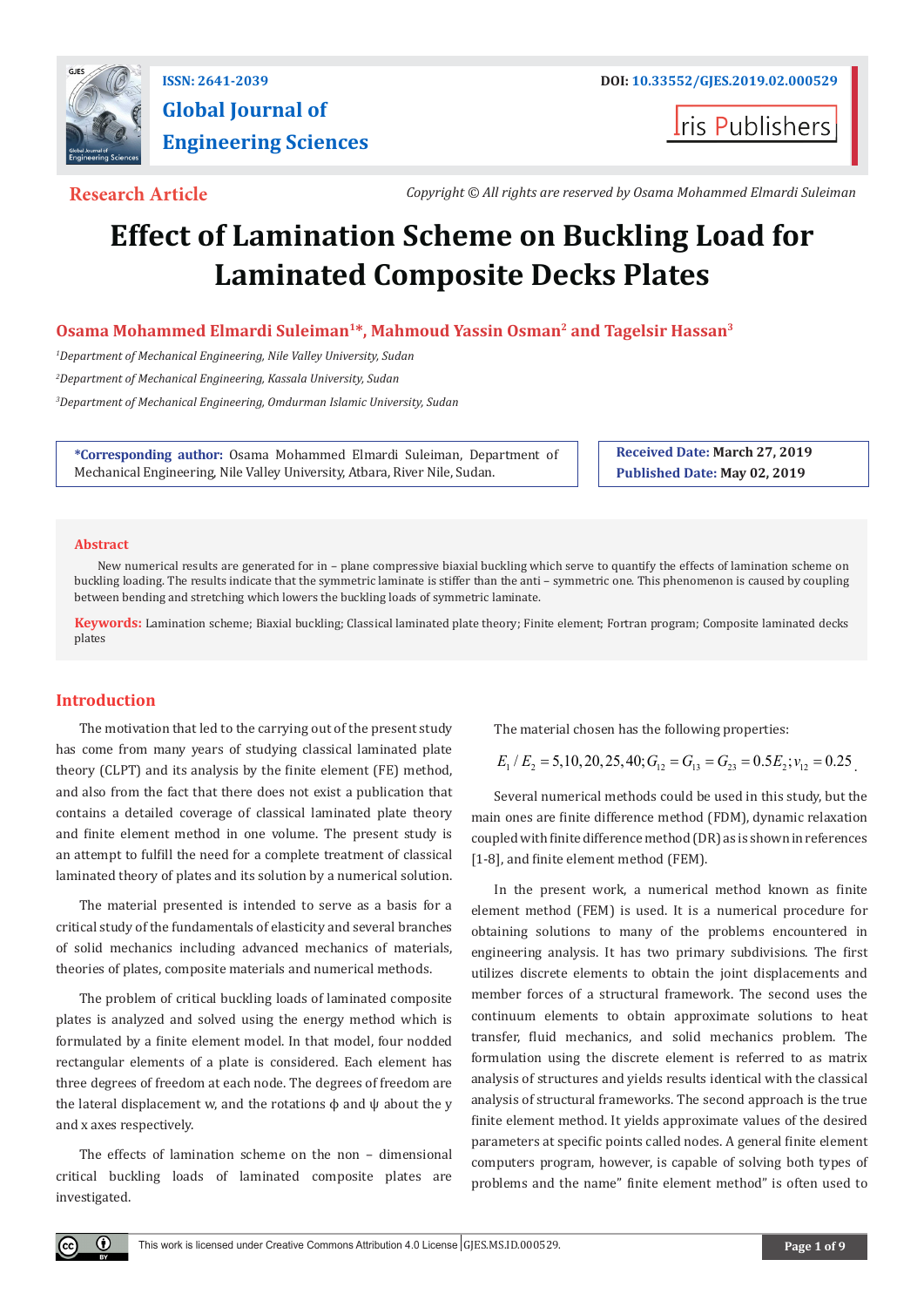Research Article

Copyright © All rights are reserved by Osama Mohammed Elmardi Suleiman

# Effect of Lamination Scheme on Buckling Load for Laminated Composite Decks Plates

**Osama Mohammed Elmardi Suleiman[1]*, Mahmoud Yassin Osman[2] and Tagelsir Hassan[3]**

[1]*Department of Mechanical Engineering, Nile Valley University, Sudan*

[2]*Department of Mechanical Engineering, Kassala University, Sudan*

[3]*Department of Mechanical Engineering, Omdurman Islamic University, Sudan*

**\*Corresponding author:** Osama Mohammed Elmardi Suleiman, Department of Mechanical Engineering, Nile Valley University, Atbara, River Nile, Sudan.

**Received Date:** March 27, 2019

**Published Date:** May 02, 2019

## Abstract

New numerical results are generated for in – plane compressive biaxial buckling which serve to quantify the effects of lamination scheme on buckling loading. The results indicate that the symmetric laminate is stiffer than the anti – symmetric one. This phenomenon is caused by coupling between bending and stretching which lowers the buckling loads of symmetric laminate.

**Keywords:** Lamination scheme; Biaxial buckling; Classical laminated plate theory; Finite element; Fortran program; Composite laminated decks plates

## Introduction

The motivation that led to the carrying out of the present study has come from many years of studying classical laminated plate theory (CLPT) and its analysis by the finite element (FE) method, and also from the fact that there does not exist a publication that contains a detailed coverage of classical laminated plate theory and finite element method in one volume. The present study is an attempt to fulfill the need for a complete treatment of classical laminated theory of plates and its solution by a numerical solution.

The material presented is intended to serve as a basis for a critical study of the fundamentals of elasticity and several branches of solid mechanics including advanced mechanics of materials, theories of plates, composite materials and numerical methods.

The problem of critical buckling loads of laminated composite plates is analyzed and solved using the energy method which is formulated by a finite element model. In that model, four nodded rectangular elements of a plate is considered. Each element has three degrees of freedom at each node. The degrees of freedom are the lateral displacement w, and the rotations $\phi$ and $\psi$ about the y and x axes respectively.

The effects of lamination scheme on the non – dimensional critical buckling loads of laminated composite plates are investigated.

The material chosen has the following properties:

$$E_1/E_2 = 5,10,20,25,40; G_{12} = G_{13} = G_{23} = 0.5E_2; v_{12} = 0.25.$$

Several numerical methods could be used in this study, but the main ones are finite difference method (FDM), dynamic relaxation coupled with finite difference method (DR) as is shown in references [1-8], and finite element method (FEM).

In the present work, a numerical method known as finite element method (FEM) is used. It is a numerical procedure for obtaining solutions to many of the problems encountered in engineering analysis. It has two primary subdivisions. The first utilizes discrete elements to obtain the joint displacements and member forces of a structural framework. The second uses the continuum elements to obtain approximate solutions to heat transfer, fluid mechanics, and solid mechanics problem. The formulation using the discrete element is referred to as matrix analysis of structures and yields results identical with the classical analysis of structural frameworks. The second approach is the true finite element method. It yields approximate values of the desired parameters at specific points called nodes. A general finite element computers program, however, is capable of solving both types of problems and the name" finite element method" is often used to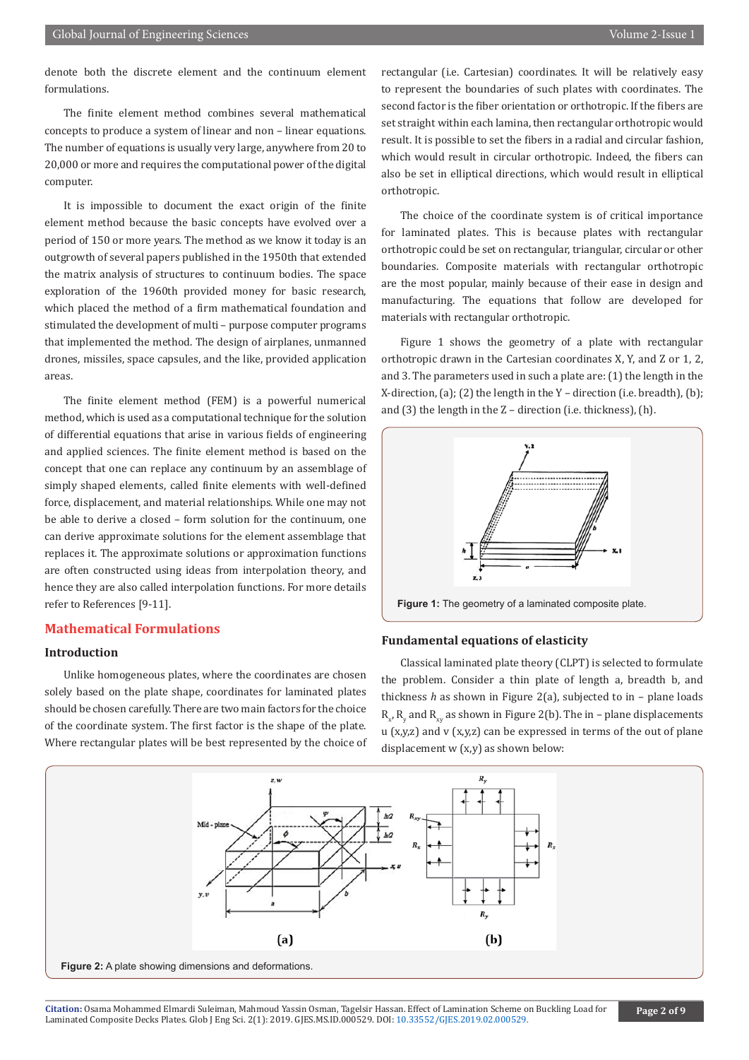denote both the discrete element and the continuum element formulations.

The finite element method combines several mathematical concepts to produce a system of linear and non – linear equations. The number of equations is usually very large, anywhere from 20 to 20,000 or more and requires the computational power of the digital computer.

It is impossible to document the exact origin of the finite element method because the basic concepts have evolved over a period of 150 or more years. The method as we know it today is an outgrowth of several papers published in the 1950th that extended the matrix analysis of structures to continuum bodies. The space exploration of the 1960th provided money for basic research, which placed the method of a firm mathematical foundation and stimulated the development of multi – purpose computer programs that implemented the method. The design of airplanes, unmanned drones, missiles, space capsules, and the like, provided application areas.

The finite element method (FEM) is a powerful numerical method, which is used as a computational technique for the solution of differential equations that arise in various fields of engineering and applied sciences. The finite element method is based on the concept that one can replace any continuum by an assemblage of simply shaped elements, called finite elements with well-defined force, displacement, and material relationships. While one may not be able to derive a closed – form solution for the continuum, one can derive approximate solutions for the element assemblage that replaces it. The approximate solutions or approximation functions are often constructed using ideas from interpolation theory, and hence they are also called interpolation functions. For more details refer to References [9-11].

## Mathematical Formulations

### Introduction

Unlike homogeneous plates, where the coordinates are chosen solely based on the plate shape, coordinates for laminated plates should be chosen carefully. There are two main factors for the choice of the coordinate system. The first factor is the shape of the plate. Where rectangular plates will be best represented by the choice of rectangular (i.e. Cartesian) coordinates. It will be relatively easy to represent the boundaries of such plates with coordinates. The second factor is the fiber orientation or orthotropic. If the fibers are set straight within each lamina, then rectangular orthotropic would result. It is possible to set the fibers in a radial and circular fashion, which would result in circular orthotropic. Indeed, the fibers can also be set in elliptical directions, which would result in elliptical orthotropic.

The choice of the coordinate system is of critical importance for laminated plates. This is because plates with rectangular orthotropic could be set on rectangular, triangular, circular or other boundaries. Composite materials with rectangular orthotropic are the most popular, mainly because of their ease in design and manufacturing. The equations that follow are developed for materials with rectangular orthotropic.

Figure 1 shows the geometry of a plate with rectangular orthotropic drawn in the Cartesian coordinates X, Y, and Z or 1, 2, and 3. The parameters used in such a plate are: (1) the length in the X-direction, (a); (2) the length in the Y – direction (i.e. breadth), (b); and (3) the length in the Z – direction (i.e. thickness), (h).

**Figure 1:** The geometry of a laminated composite plate.

### Fundamental equations of elasticity

Classical laminated plate theory (CLPT) is selected to formulate the problem. Consider a thin plate of length a, breadth b, and thickness *h* as shown in Figure 2(a), subjected to in – plane loads $R_x$, $R_y$ and $R_{xy}$ as shown in Figure 2(b). The in – plane displacements u (x,y,z) and v (x,y,z) can be expressed in terms of the out of plane displacement w (x,y) as shown below:

**Figure 2:** A plate showing dimensions and deformations.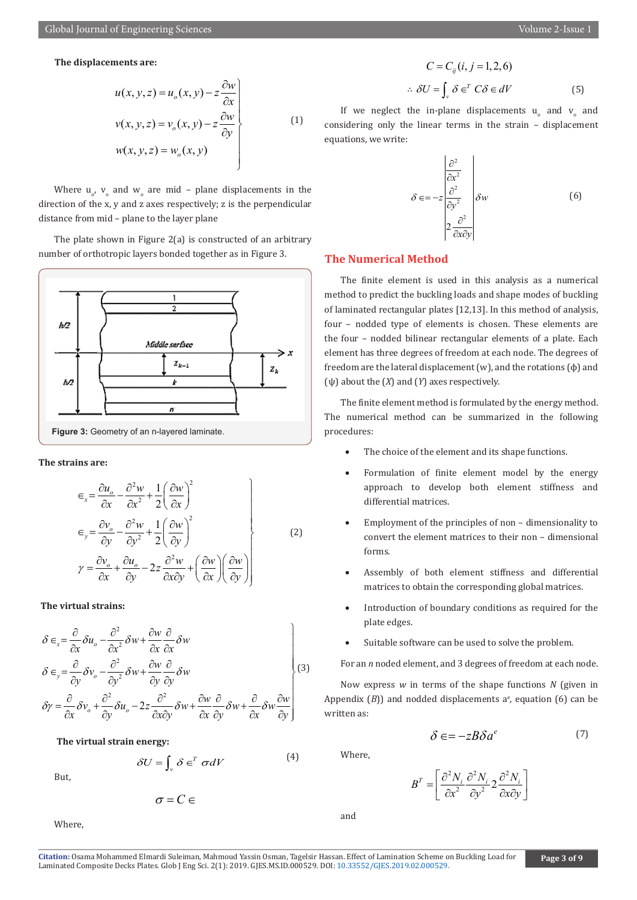**The displacements are:**

$$
\left.\begin{aligned}
u(x,y,z) &= u_o(x,y) - z\frac{\partial w}{\partial x} \\
v(x,y,z) &= v_o(x,y) - z\frac{\partial w}{\partial y} \\
w(x,y,z) &= w_o(x,y)
\end{aligned}\right\} \qquad (1)
$$

Where $u_o$, $v_o$ and $w_o$ are mid – plane displacements in the direction of the x, y and z axes respectively; z is the perpendicular distance from mid – plane to the layer plane

The plate shown in Figure 2(a) is constructed of an arbitrary number of orthotropic layers bonded together as in Figure 3.

**Figure 3:** Geometry of an n-layered laminate.

**The strains are:**

$$
\left.\begin{aligned}
\in_x &= \frac{\partial u_o}{\partial x} - \frac{\partial^2 w}{\partial x^2} + \frac{1}{2}\left(\frac{\partial w}{\partial x}\right)^2 \\
\in_y &= \frac{\partial v_o}{\partial y} - \frac{\partial^2 w}{\partial y^2} + \frac{1}{2}\left(\frac{\partial w}{\partial y}\right)^2 \\
\gamma &= \frac{\partial v_o}{\partial x} + \frac{\partial u_o}{\partial y} - 2z\frac{\partial^2 w}{\partial x \partial y} + \left(\frac{\partial w}{\partial x}\right)\left(\frac{\partial w}{\partial y}\right)
\end{aligned}\right\} \qquad (2)
$$

**The virtual strains:**

$$
\left.\begin{aligned}
\delta \in_x &= \frac{\partial}{\partial x}\delta u_o - \frac{\partial^2}{\partial x^2}\delta w + \frac{\partial w}{\partial x}\frac{\partial}{\partial x}\delta w \\
\delta \in_y &= \frac{\partial}{\partial y}\delta v_o - \frac{\partial^2}{\partial y^2}\delta w + \frac{\partial w}{\partial y}\frac{\partial}{\partial y}\delta w \\
\delta\gamma &= \frac{\partial}{\partial x}\delta v_o + \frac{\partial^2}{\partial y}\delta u_o - 2z\frac{\partial^2}{\partial x \partial y}\delta w + \frac{\partial w}{\partial x}\frac{\partial}{\partial y}\delta w + \frac{\partial}{\partial x}\delta w\frac{\partial w}{\partial y}
\end{aligned}\right\} \qquad (3)
$$

**The virtual strain energy:**

$$
\delta U = \int_v \delta \in^T \sigma dV \qquad (4)
$$

But,

$$
\sigma = C \in
$$

Where,

$$
C = C_{ij}(i,j = 1,2,6)
$$

$$
\therefore\ \delta U = \int_v \delta \in^T C\delta \in dV \qquad (5)
$$

If we neglect the in-plane displacements $u_o$ and $v_o$ and considering only the linear terms in the strain – displacement equations, we write:

$$
\delta \in = -z \begin{vmatrix} \dfrac{\partial^2}{\partial x^2} \\ \dfrac{\partial^2}{\partial y^2} \\ 2\dfrac{\partial^2}{\partial x \partial y} \end{vmatrix} \delta w \qquad (6)
$$

## The Numerical Method

The finite element is used in this analysis as a numerical method to predict the buckling loads and shape modes of buckling of laminated rectangular plates [12,13]. In this method of analysis, four – nodded type of elements is chosen. These elements are the four – nodded bilinear rectangular elements of a plate. Each element has three degrees of freedom at each node. The degrees of freedom are the lateral displacement (w), and the rotations (ϕ) and (ψ) about the (*X*) and (*Y*) axes respectively.

The finite element method is formulated by the energy method. The numerical method can be summarized in the following procedures:

- The choice of the element and its shape functions.
- Formulation of finite element model by the energy approach to develop both element stiffness and differential matrices.
- Employment of the principles of non – dimensionality to convert the element matrices to their non – dimensional forms.
- Assembly of both element stiffness and differential matrices to obtain the corresponding global matrices.
- Introduction of boundary conditions as required for the plate edges.
- Suitable software can be used to solve the problem.

For an *n* noded element, and 3 degrees of freedom at each node.

Now express *w* in terms of the shape functions *N* (given in Appendix (*B*)) and nodded displacements $a^e$, equation (6) can be written as:

$$
\delta \in = -zB\delta a^e \qquad (7)
$$

Where,

$$
B^T = \left[\frac{\partial^2 N_i}{\partial x^2}\ \frac{\partial^2 N_i}{\partial y^2}\ 2\frac{\partial^2 N_i}{\partial x \partial y}\right]
$$

and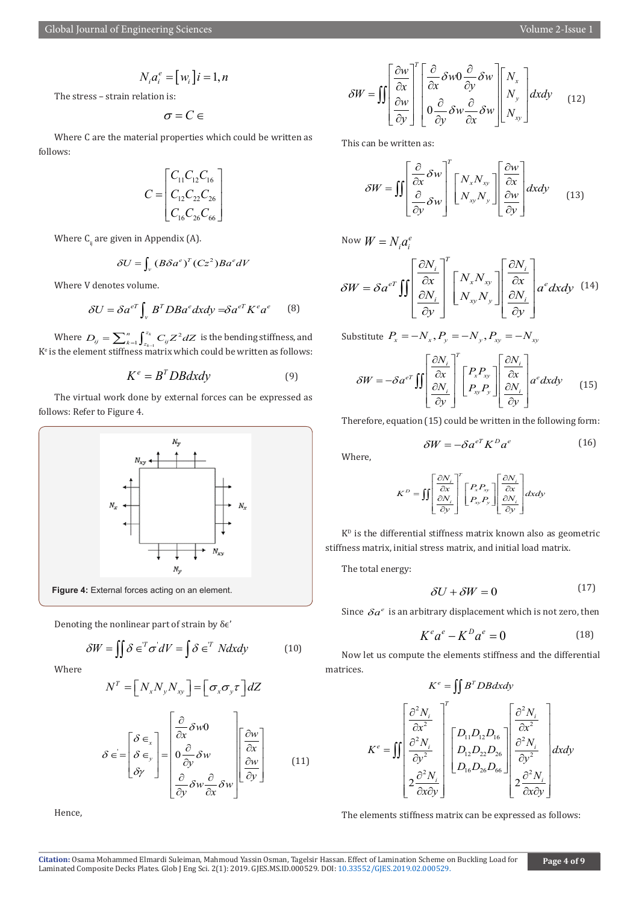$$N_i a_i^e = [w_i] \; i = 1, n$$

The stress – strain relation is:

$$\sigma = C \in$$

Where C are the material properties which could be written as follows:

$$C = \begin{bmatrix} C_{11} C_{12} C_{16} \\ C_{12} C_{22} C_{26} \\ C_{16} C_{26} C_{66} \end{bmatrix}$$

Where $C_{ij}$ are given in Appendix (A).

$$\delta U = \int_v (B\delta a^e)^T (Cz^2) Ba^e dV$$

Where V denotes volume.

$$\delta U = \delta a^{eT} \int_v B^T DBa^e dxdy = \delta a^{eT} K^e a^e \qquad (8)$$

Where $D_{ij} = \sum_{k=1}^{n} \int_{z_{k-1}}^{z_k} C_{ij} Z^2 dZ$ is the bending stiffness, and $K^e$ is the element stiffness matrix which could be written as follows:

$$K^e = B^T DBdxdy \qquad (9)$$

The virtual work done by external forces can be expressed as follows: Refer to Figure 4.

**Figure 4:** External forces acting on an element.

Denoting the nonlinear part of strain by $\delta\epsilon'$

$$\delta W = \iint \delta \in'^T \sigma' dV = \int \delta \in'^T N dxdy \qquad (10)$$

Where

$$N^T = [N_x N_y N_{xy}] = [\sigma_x \sigma_y \tau] dZ$$

$$\delta \in' = \begin{bmatrix} \delta \in_x \\ \delta \in_y \\ \delta\gamma \end{bmatrix} = \begin{bmatrix} \frac{\partial}{\partial x}\delta w & 0 \\ 0 & \frac{\partial}{\partial y}\delta w \\ \frac{\partial}{\partial y}\delta w & \frac{\partial}{\partial x}\delta w \end{bmatrix} \begin{bmatrix} \frac{\partial w}{\partial x} \\ \frac{\partial w}{\partial y} \end{bmatrix} \qquad (11)$$

Hence,

$$\delta W = \iint \begin{bmatrix} \frac{\partial w}{\partial x} \\ \frac{\partial w}{\partial y} \end{bmatrix}^T \begin{bmatrix} \frac{\partial}{\partial x}\delta w & 0 & \frac{\partial}{\partial y}\delta w \\ 0 & \frac{\partial}{\partial y}\delta w & \frac{\partial}{\partial x}\delta w \end{bmatrix} \begin{bmatrix} N_x \\ N_y \\ N_{xy} \end{bmatrix} dxdy \qquad (12)$$

This can be written as:

$$\delta W = \iint \begin{bmatrix} \frac{\partial}{\partial x}\delta w \\ \frac{\partial}{\partial y}\delta w \end{bmatrix}^T \begin{bmatrix} N_x N_{xy} \\ N_{xy} N_y \end{bmatrix} \begin{bmatrix} \frac{\partial w}{\partial x} \\ \frac{\partial w}{\partial y} \end{bmatrix} dxdy \qquad (13)$$

Now $W = N_i a_i^e$

$$\delta W = \delta a^{eT} \iint \begin{bmatrix} \frac{\partial N_i}{\partial x} \\ \frac{\partial N_i}{\partial y} \end{bmatrix}^T \begin{bmatrix} N_x N_{xy} \\ N_{xy} N_y \end{bmatrix} \begin{bmatrix} \frac{\partial N_i}{\partial x} \\ \frac{\partial N_i}{\partial y} \end{bmatrix} a^e dxdy \qquad (14)$$

Substitute $P_x = -N_x, P_y = -N_y, P_{xy} = -N_{xy}$

$$\delta W = -\delta a^{eT} \iint \begin{bmatrix} \frac{\partial N_i}{\partial x} \\ \frac{\partial N_i}{\partial y} \end{bmatrix}^T \begin{bmatrix} P_x P_{xy} \\ P_{xy} P_y \end{bmatrix} \begin{bmatrix} \frac{\partial N_i}{\partial x} \\ \frac{\partial N_i}{\partial y} \end{bmatrix} a^e dxdy \qquad (15)$$

Therefore, equation (15) could be written in the following form:

$$\delta W = -\delta a^{eT} K^D a^e \qquad (16)$$

Where,

$$K^D = \iint \begin{bmatrix} \frac{\partial N_i}{\partial x} \\ \frac{\partial N_i}{\partial y} \end{bmatrix}^T \begin{bmatrix} P_x P_{xy} \\ P_{xy} P_y \end{bmatrix} \begin{bmatrix} \frac{\partial N_i}{\partial x} \\ \frac{\partial N_i}{\partial y} \end{bmatrix} dxdy$$

$K^D$ is the differential stiffness matrix known also as geometric stiffness matrix, initial stress matrix, and initial load matrix.

The total energy:

$$\delta U + \delta W = 0 \qquad (17)$$

Since $\delta a^e$ is an arbitrary displacement which is not zero, then

$$K^e a^e - K^D a^e = 0 \qquad (18)$$

Now let us compute the elements stiffness and the differential matrices.

$$K^e = \iint B^T DBdxdy$$

$$K^e = \iint \begin{bmatrix} \frac{\partial^2 N_i}{\partial x^2} \\ \frac{\partial^2 N_i}{\partial y^2} \\ 2\frac{\partial^2 N_i}{\partial x \partial y} \end{bmatrix}^T \begin{bmatrix} D_{11} D_{12} D_{16} \\ D_{12} D_{22} D_{26} \\ D_{16} D_{26} D_{66} \end{bmatrix} \begin{bmatrix} \frac{\partial^2 N_i}{\partial x^2} \\ \frac{\partial^2 N_i}{\partial y^2} \\ 2\frac{\partial^2 N_i}{\partial x \partial y} \end{bmatrix} dxdy$$

The elements stiffness matrix can be expressed as follows: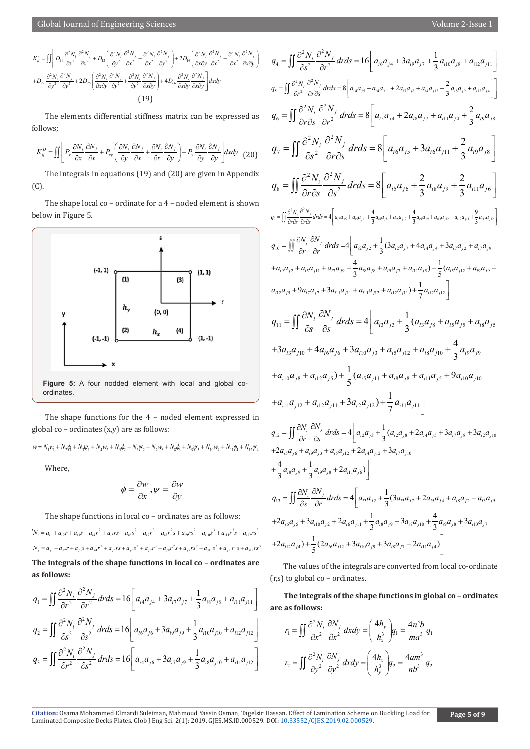$$K_{ij}^{e}=\iint\left[D_{11}\frac{\partial^2 N_i}{\partial x^2}\frac{\partial^2 N_j}{\partial x^2}+D_{12}\left(\frac{\partial^2 N_i}{\partial y^2}\frac{\partial^2 N_j}{\partial x^2}+\frac{\partial^2 N_i}{\partial x^2}\frac{\partial^2 N_j}{\partial y^2}\right)+2D_{16}\left(\frac{\partial^2 N_i}{\partial x\partial y}\frac{\partial^2 N_j}{\partial x^2}+\frac{\partial^2 N_i}{\partial x^2}\frac{\partial^2 N_j}{\partial x\partial y}\right)\right.$$
$$\left.+D_{22}\frac{\partial^2 N_i}{\partial y^2}\frac{\partial^2 N_j}{\partial y^2}+2D_{26}\left(\frac{\partial^2 N_i}{\partial x\partial y}\frac{\partial^2 N_j}{\partial y^2}+\frac{\partial^2 N_i}{\partial y^2}\frac{\partial^2 N_j}{\partial x\partial y}\right)+4D_{66}\frac{\partial^2 N_i}{\partial x\partial y}\frac{\partial^2 N_j}{\partial x\partial y}\right]dxdy \tag{19}$$

The elements differential stiffness matrix can be expressed as follows;

$$K_{ij}^{D}=\iint\left[P_x\frac{\partial N_i}{\partial x}\frac{\partial N_j}{\partial x}+P_{xy}\left(\frac{\partial N_i}{\partial y}\frac{\partial N_j}{\partial x}+\frac{\partial N_i}{\partial x}\frac{\partial N_j}{\partial y}\right)+P_x\frac{\partial N_i}{\partial y}\frac{\partial N_j}{\partial y}\right]dxdy \tag{20}$$

The integrals in equations (19) and (20) are given in Appendix (C).

The shape local co – ordinate for a 4 – noded element is shown below in Figure 5.

**Figure 5:** A four nodded element with local and global co-ordinates.

The shape functions for the 4 – noded element expressed in global co – ordinates (x,y) are as follows:

$$w=N_1w_1+N_2\phi_1+N_3\psi_1+N_4w_2+N_5\phi_2+N_6\psi_2+N_7w_3+N_8\phi_3+N_9\psi_3+N_{10}w_4+N_{11}\phi_4+N_{12}\psi_4$$

Where,

$$\phi=\frac{\partial w}{\partial x},\psi=\frac{\partial w}{\partial y}$$

The shape functions in local co – ordinates are as follows:

$$N_i=a_{i1}+a_{i2}r+a_{i3}s+a_{i4}r^2+a_{i5}rs+a_{i6}s^2+a_{i7}r^3+a_{i8}r^2s+a_{i9}rs^2+a_{i10}s^3+a_{i11}r^3s+a_{i12}rs^3$$

$$N_j=a_{j1}+a_{j2}r+a_{j3}s+a_{j4}r^2+a_{j5}rs+a_{j6}s^2+a_{j7}r^3+a_{j8}r^2s+a_{j9}rs^2+a_{j10}s^3+a_{j11}r^3s+a_{j12}rs^3$$

**The integrals of the shape functions in local co – ordinates are as follows:**

$$q_1=\iint\frac{\partial^2 N_i}{\partial r^2}\frac{\partial^2 N_j}{\partial r^2}drds=16\left[a_{i4}a_{j4}+3a_{i7}a_{j7}+\frac{1}{3}a_{i8}a_{j8}+a_{i11}a_{j11}\right]$$

$$q_2=\iint\frac{\partial^2 N_i}{\partial s^2}\frac{\partial^2 N_j}{\partial s^2}drds=16\left[a_{i6}a_{j6}+3a_{i9}a_{j9}+\frac{1}{3}a_{i10}a_{j10}+a_{i12}a_{j12}\right]$$

$$q_3=\iint\frac{\partial^2 N_i}{\partial r^2}\frac{\partial^2 N_j}{\partial s^2}drds=16\left[a_{i4}a_{j6}+3a_{i7}a_{j9}+\frac{1}{3}a_{i8}a_{j10}+a_{i11}a_{j12}\right]$$

$$q_4=\iint\frac{\partial^2 N_i}{\partial s^2}\frac{\partial^2 N_j}{\partial r^2}drds=16\left[a_{i6}a_{j4}+3a_{i9}a_{j7}+\frac{1}{3}a_{i10}a_{j8}+a_{i12}a_{j11}\right]$$

$$q_5=\iint\frac{\partial^2 N_i}{\partial r^2}\frac{\partial^2 N_j}{\partial r\partial s}drds=8\left[a_{i4}a_{j5}+a_{i4}a_{j11}+2a_{i7}a_{j8}+a_{i4}a_{j12}+\frac{2}{3}a_{i8}a_{j9}+a_{i12}a_{j4}\right]$$

$$q_6=\iint\frac{\partial^2 N_i}{\partial r\partial s}\frac{\partial^2 N_j}{\partial r^2}drds=8\left[a_{i5}a_{j4}+2a_{i8}a_{j7}+a_{i11}a_{j4}+\frac{2}{3}a_{i9}a_{j8}\right]$$

$$q_7=\iint\frac{\partial^2 N_i}{\partial s^2}\frac{\partial^2 N_j}{\partial r\partial s}drds=8\left[a_{i6}a_{j5}+3a_{i6}a_{j11}+\frac{2}{3}a_{i9}a_{j8}\right]$$

$$q_8=\iint\frac{\partial^2 N_i}{\partial r\partial s}\frac{\partial^2 N_j}{\partial s^2}drds=8\left[a_{i5}a_{j6}+\frac{2}{3}a_{i8}a_{j9}+\frac{2}{3}a_{i11}a_{j6}\right]$$

$$q_9=\iint\frac{\partial^2 N_i}{\partial r\partial s}\frac{\partial^2 N_j}{\partial r\partial s}drds=4\left[a_{i5}a_{j5}+a_{i5}a_{j11}+\frac{4}{3}a_{i8}a_{j8}+a_{i5}a_{j12}+\frac{4}{3}a_{i9}a_{j9}+a_{i11}a_{j12}+a_{i12}a_{j11}+\frac{9}{3}a_{i12}a_{j12}\right]$$

$$q_{10}=\iint\frac{\partial N_i}{\partial r}\frac{\partial N_j}{\partial r}drds=4\left[a_{i2}a_{j2}+\frac{1}{3}(3a_{i2}a_{j7}+4a_{i4}a_{j4}+3a_{i7}a_{j2}+a_{i7}a_{j9}\right.$$
$$+a_{i9}a_{j2}+a_{i5}a_{j11}+a_{i7}a_{j9}+\frac{4}{3}a_{i8}a_{j8}+a_{i9}a_{j7}+a_{i11}a_{j5})+\frac{1}{5}(a_{i5}a_{j12}+a_{i9}a_{j9}+$$
$$\left.a_{i12}a_{j5}+9a_{i7}a_{j7}+3a_{i11}a_{j11}+a_{i11}a_{j12}+a_{i12}a_{j11})+\frac{1}{7}a_{i12}a_{j12}\right]$$

$$q_{11}=\iint\frac{\partial N_i}{\partial s}\frac{\partial N_j}{\partial s}drds=4\left[a_{i3}a_{j3}+\frac{1}{3}(a_{i3}a_{j8}+a_{i5}a_{j5}+a_{i8}a_{j5}\right.$$
$$+3a_{i3}a_{j10}+4a_{i6}a_{j6}+3a_{i10}a_{j3}+a_{i5}a_{j12}+a_{i8}a_{j10}+\frac{4}{3}a_{i9}a_{j9}$$
$$+a_{i10}a_{j8}+a_{i12}a_{j5})+\frac{1}{5}(a_{i5}a_{j11}+a_{i8}a_{j8}+a_{i11}a_{j5}+9a_{i10}a_{j10}$$
$$\left.+a_{i11}a_{j12}+a_{i12}a_{j11}+3a_{i2}a_{j12})+\frac{1}{7}a_{i11}a_{j11}\right]$$

$$q_{12}=\iint\frac{\partial N_i}{\partial r}\frac{\partial N_j}{\partial s}drds=4\left[a_{i2}a_{j3}+\frac{1}{3}(a_{i2}a_{j8}+2a_{i4}a_{j5}+3a_{i7}a_{j8}+3a_{i2}a_{j10}\right.$$
$$+2a_{i5}a_{j6}+a_{i9}a_{j3}+a_{i5}a_{j12}+2a_{i4}a_{j12}+3a_{i7}a_{j10}$$
$$\left.+\frac{4}{3}a_{i8}a_{j9}+\frac{1}{3}a_{i9}a_{j8}+2a_{i11}a_{j6})\right]$$

$$q_{13}=\iint\frac{\partial N_i}{\partial s}\frac{\partial N_j}{\partial r}drds=4\left[a_{i3}a_{j2}+\frac{1}{3}(3a_{i3}a_{j7}+2a_{i5}a_{j4}+a_{i8}a_{j2}+a_{i3}a_{j9}\right.$$
$$+2a_{i6}a_{j5}+3a_{i10}a_{j2}+2a_{i6}a_{j11}+\frac{1}{3}a_{i8}a_{j9}+3a_{i7}a_{j10}+\frac{4}{3}a_{i9}a_{j8}+3a_{i10}a_{j7}$$
$$\left.+2a_{i12}a_{j4})+\frac{1}{5}(2a_{i6}a_{j12}+3a_{i10}a_{j9}+3a_{i8}a_{j7}+2a_{i11}a_{j4})\right]$$

The values of the integrals are converted from local co-ordinate (r,s) to global co – ordinates.

**The integrals of the shape functions in global co – ordinates are as follows:**

$$r_1=\iint\frac{\partial^2 N_i}{\partial x^2}\frac{\partial N_j}{\partial x^2}dxdy=\left(\frac{4h_y}{h_x^3}\right)q_1=\frac{4n^3b}{ma^3}q_1$$

$$r_2=\iint\frac{\partial^2 N_i}{\partial y^2}\frac{\partial N_j}{\partial y^2}dxdy=\left(\frac{4h_x}{h_y^3}\right)q_2=\frac{4am^3}{nb^3}q_2$$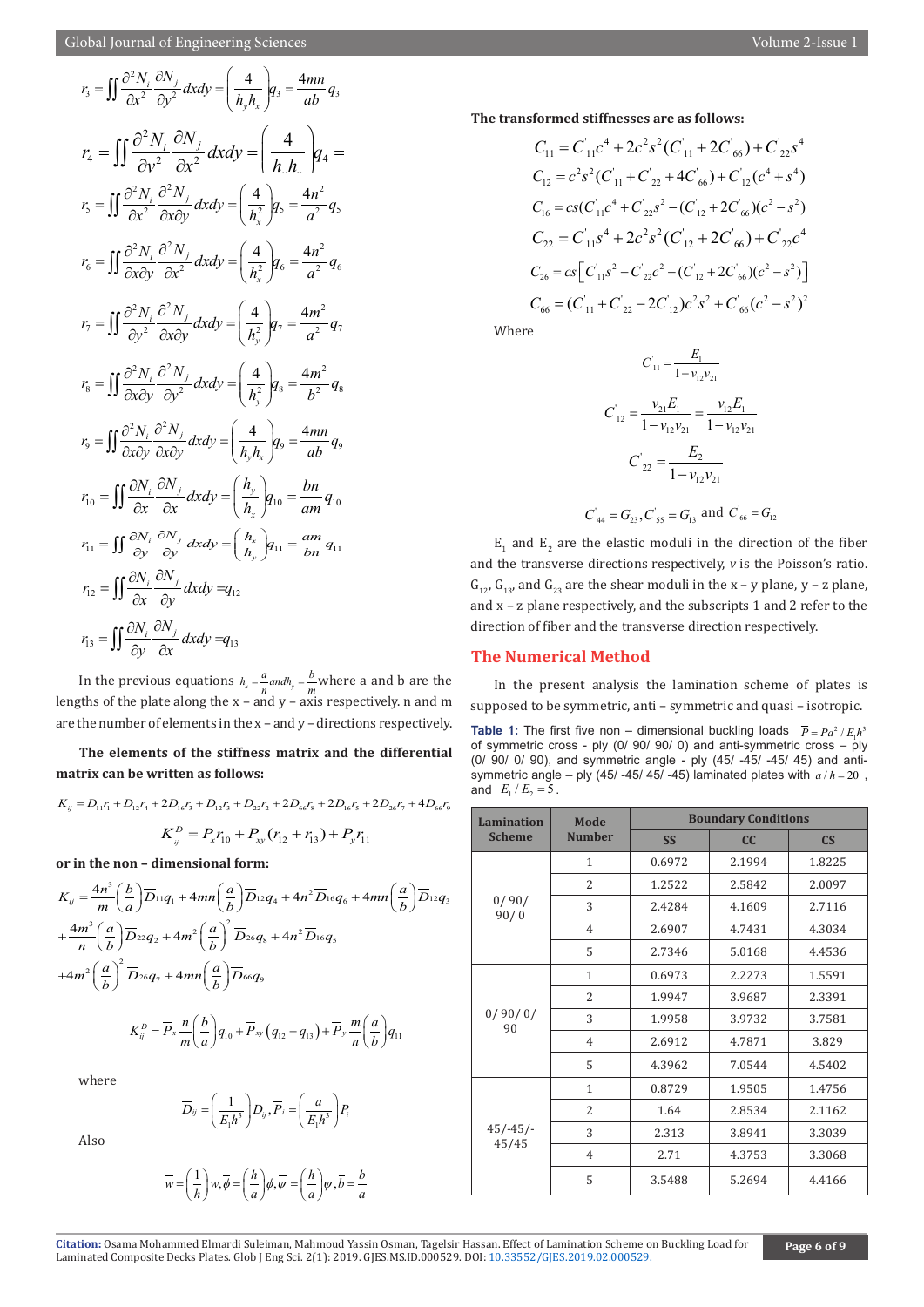$$r_3 = \iint \frac{\partial^2 N_i}{\partial x^2}\frac{\partial N_j}{\partial y^2}dxdy = \left(\frac{4}{h_y h_x}\right)q_3 = \frac{4mn}{ab}q_3$$

$$r_4 = \iint \frac{\partial^2 N_i}{\partial v^2}\frac{\partial N_j}{\partial x^2}dxdy = \left(\frac{4}{h_{..}h_{..}}\right)q_4 =$$

$$r_5 = \iint \frac{\partial^2 N_i}{\partial x^2}\frac{\partial^2 N_j}{\partial x\partial y}dxdy = \left(\frac{4}{h_x^2}\right)q_5 = \frac{4n^2}{a^2}q_5$$

$$r_6 = \iint \frac{\partial^2 N_i}{\partial x\partial y}\frac{\partial^2 N_j}{\partial x^2}dxdy = \left(\frac{4}{h_x^2}\right)q_6 = \frac{4n^2}{a^2}q_6$$

$$r_7 = \iint \frac{\partial^2 N_i}{\partial y^2}\frac{\partial^2 N_j}{\partial x\partial y}dxdy = \left(\frac{4}{h_y^2}\right)q_7 = \frac{4m^2}{a^2}q_7$$

$$r_8 = \iint \frac{\partial^2 N_i}{\partial x\partial y}\frac{\partial^2 N_j}{\partial y^2}dxdy = \left(\frac{4}{h_y^2}\right)q_8 = \frac{4m^2}{b^2}q_8$$

$$r_9 = \iint \frac{\partial^2 N_i}{\partial x\partial y}\frac{\partial^2 N_j}{\partial x\partial y}dxdy = \left(\frac{4}{h_y h_x}\right)q_9 = \frac{4mn}{ab}q_9$$

$$r_{10} = \iint \frac{\partial N_i}{\partial x}\frac{\partial N_j}{\partial x}dxdy = \left(\frac{h_y}{h_x}\right)q_{10} = \frac{bn}{am}q_{10}$$

$$r_{11} = \iint \frac{\partial N_i}{\partial y}\frac{\partial N_j}{\partial y}dxdy = \left(\frac{h_x}{h_y}\right)q_{11} = \frac{am}{bn}q_{11}$$

$$r_{12} = \iint \frac{\partial N_i}{\partial x}\frac{\partial N_j}{\partial y}dxdy = q_{12}$$

$$r_{13} = \iint \frac{\partial N_i}{\partial y}\frac{\partial N_j}{\partial x}dxdy = q_{13}$$

In the previous equations $h_x = \frac{a}{n}$ and $h_y = \frac{b}{m}$ where a and b are the lengths of the plate along the x – and y – axis respectively. n and m are the number of elements in the x – and y – directions respectively.

**The elements of the stiffness matrix and the differential matrix can be written as follows:**

$$K_{ij} = D_{11}r_1 + D_{12}r_4 + 2D_{16}r_5 + D_{12}r_3 + D_{22}r_2 + 2D_{66}r_8 + 2D_{16}r_5 + 2D_{26}r_7 + 4D_{66}r_9$$

$$K_{ij}^D = P_x r_{10} + P_{xy}(r_{12} + r_{13}) + P_y r_{11}$$

**or in the non – dimensional form:**

$$K_{ij} = \frac{4n^3}{m}\left(\frac{b}{a}\right)\overline{D}_{11}q_1 + 4mn\left(\frac{a}{b}\right)\overline{D}_{12}q_4 + 4n^2\overline{D}_{16}q_6 + 4mn\left(\frac{a}{b}\right)\overline{D}_{12}q_3 + \frac{4m^3}{n}\left(\frac{a}{b}\right)\overline{D}_{22}q_2 + 4m^2\left(\frac{a}{b}\right)^2\overline{D}_{26}q_8 + 4n^2\overline{D}_{16}q_5 + 4m^2\left(\frac{a}{b}\right)^2\overline{D}_{26}q_7 + 4mn\left(\frac{a}{b}\right)\overline{D}_{66}q_9$$

$$K_{ij}^D = \overline{P}_x\frac{n}{m}\left(\frac{b}{a}\right)q_{10} + \overline{P}_{xy}\left(q_{12} + q_{13}\right) + \overline{P}_y\frac{m}{n}\left(\frac{a}{b}\right)q_{11}$$

where

$$\overline{D}_{ij} = \left(\frac{1}{E_1 h^3}\right)D_{ij}, \overline{P}_i = \left(\frac{a}{E_1 h^3}\right)P_i$$

Also

$$\overline{w} = \left(\frac{1}{h}\right)w, \overline{\phi} = \left(\frac{h}{a}\right)\phi, \overline{\psi} = \left(\frac{h}{a}\right)\psi, \overline{b} = \frac{b}{a}$$

**The transformed stiffnesses are as follows:**

$$C_{11} = C'_{11}c^4 + 2c^2s^2(C'_{11} + 2C'_{66}) + C'_{22}s^4$$

$$C_{12} = c^2s^2(C'_{11} + C'_{22} + 4C'_{66}) + C'_{12}(c^4 + s^4)$$

$$C_{16} = cs(C'_{11}c^4 + C'_{22}s^2 - (C'_{12} + 2C'_{66})(c^2 - s^2))$$

$$C_{22} = C'_{11}s^4 + 2c^2s^2(C'_{12} + 2C'_{66}) + C'_{22}c^4$$

$$C_{26} = cs\left[C'_{11}s^2 - C'_{22}c^2 - (C'_{12} + 2C'_{66})(c^2 - s^2)\right]$$

$$C_{66} = (C'_{11} + C'_{22} - 2C'_{12})c^2s^2 + C'_{66}(c^2 - s^2)^2$$

Where

$$C'_{11} = \frac{E_1}{1 - v_{12}v_{21}}$$

$$C'_{12} = \frac{v_{21}E_1}{1 - v_{12}v_{21}} = \frac{v_{12}E_1}{1 - v_{12}v_{21}}$$

$$C'_{22} = \frac{E_2}{1 - v_{12}v_{21}}$$

$$C'_{44} = G_{23}, C'_{55} = G_{13} \text{ and } C'_{66} = G_{12}$$

$E_1$ and $E_2$ are the elastic moduli in the direction of the fiber and the transverse directions respectively, $v$ is the Poisson's ratio. $G_{12}$, $G_{13}$, and $G_{23}$ are the shear moduli in the x – y plane, y – z plane, and x – z plane respectively, and the subscripts 1 and 2 refer to the direction of fiber and the transverse direction respectively.

## The Numerical Method

In the present analysis the lamination scheme of plates is supposed to be symmetric, anti – symmetric and quasi – isotropic.

**Table 1:** The first five non – dimensional buckling loads $\overline{P} = Pa^2/E_1h^3$ of symmetric cross – ply (0/ 90/ 90/ 0) and anti-symmetric cross – ply (0/ 90/ 0/ 90), and symmetric angle - ply (45/ -45/ -45/ 45) and anti-symmetric angle – ply (45/ -45/ 45/ -45) laminated plates with $a/h = 20$, and $E_1/E_2 = 5$.

| Lamination Scheme | Mode Number | Boundary Conditions | | |
|---|---|---|---|---|
| | | SS | CC | CS |
| 0/ 90/ 90/ 0 | 1 | 0.6972 | 2.1994 | 1.8225 |
| | 2 | 1.2522 | 2.5842 | 2.0097 |
| | 3 | 2.4284 | 4.1609 | 2.7116 |
| | 4 | 2.6907 | 4.7431 | 4.3034 |
| | 5 | 2.7346 | 5.0168 | 4.4536 |
| 0/ 90/ 0/ 90 | 1 | 0.6973 | 2.2273 | 1.5591 |
| | 2 | 1.9947 | 3.9687 | 2.3391 |
| | 3 | 1.9958 | 3.9732 | 3.7581 |
| | 4 | 2.6912 | 4.7871 | 3.829 |
| | 5 | 4.3962 | 7.0544 | 4.5402 |
| 45/-45/-45/45 | 1 | 0.8729 | 1.9505 | 1.4756 |
| | 2 | 1.64 | 2.8534 | 2.1162 |
| | 3 | 2.313 | 3.8941 | 3.3039 |
| | 4 | 2.71 | 4.3753 | 3.3068 |
| | 5 | 3.5488 | 5.2694 | 4.4166 |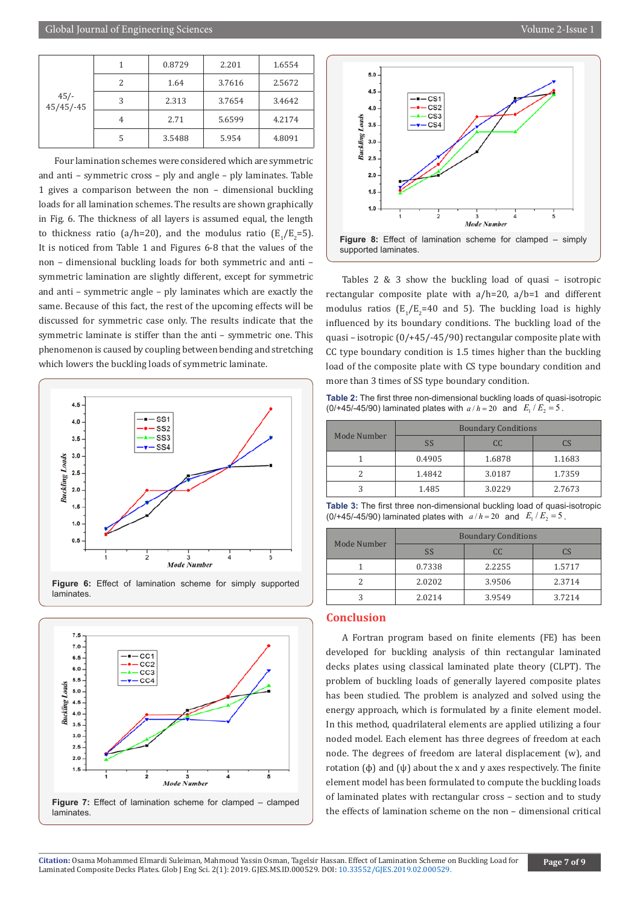| 45/-45/45/-45 | 1 | 0.8729 | 2.201 | 1.6554 |
|---|---|---|---|---|
| | 2 | 1.64 | 3.7616 | 2.5672 |
| | 3 | 2.313 | 3.7654 | 3.4642 |
| | 4 | 2.71 | 5.6599 | 4.2174 |
| | 5 | 3.5488 | 5.954 | 4.8091 |

Four lamination schemes were considered which are symmetric and anti – symmetric cross – ply and angle – ply laminates. Table 1 gives a comparison between the non – dimensional buckling loads for all lamination schemes. The results are shown graphically in Fig. 6. The thickness of all layers is assumed equal, the length to thickness ratio (a/h=20), and the modulus ratio ($E_1/E_2$=5). It is noticed from Table 1 and Figures 6-8 that the values of the non – dimensional buckling loads for both symmetric and anti – symmetric lamination are slightly different, except for symmetric and anti – symmetric angle – ply laminates which are exactly the same. Because of this fact, the rest of the upcoming effects will be discussed for symmetric case only. The results indicate that the symmetric laminate is stiffer than the anti – symmetric one. This phenomenon is caused by coupling between bending and stretching which lowers the buckling loads of symmetric laminate.

**Figure 6:** Effect of lamination scheme for simply supported laminates.

**Figure 7:** Effect of lamination scheme for clamped – clamped laminates.

**Figure 8:** Effect of lamination scheme for clamped – simply supported laminates.

Tables 2 & 3 show the buckling load of quasi – isotropic rectangular composite plate with a/h=20, a/b=1 and different modulus ratios ($E_1/E_2$=40 and 5). The buckling load is highly influenced by its boundary conditions. The buckling load of the quasi – isotropic (0/+45/-45/90) rectangular composite plate with CC type boundary condition is 1.5 times higher than the buckling load of the composite plate with CS type boundary condition and more than 3 times of SS type boundary condition.

**Table 2:** The first three non-dimensional buckling loads of quasi-isotropic (0/+45/-45/90) laminated plates with $a/h = 20$ and $E_1/E_2 = 5$.

| Mode Number | Boundary Conditions | | |
|---|---|---|---|
| | SS | CC | CS |
| 1 | 0.4905 | 1.6878 | 1.1683 |
| 2 | 1.4842 | 3.0187 | 1.7359 |
| 3 | 1.485 | 3.0229 | 2.7673 |

**Table 3:** The first three non-dimensional buckling load of quasi-isotropic (0/+45/-45/90) laminated plates with $a/h = 20$ and $E_1/E_2 = 5$.

| Mode Number | Boundary Conditions | | |
|---|---|---|---|
| | SS | CC | CS |
| 1 | 0.7338 | 2.2255 | 1.5717 |
| 2 | 2.0202 | 3.9506 | 2.3714 |
| 3 | 2.0214 | 3.9549 | 3.7214 |

## Conclusion

A Fortran program based on finite elements (FE) has been developed for buckling analysis of thin rectangular laminated decks plates using classical laminated plate theory (CLPT). The problem of buckling loads of generally layered composite plates has been studied. The problem is analyzed and solved using the energy approach, which is formulated by a finite element model. In this method, quadrilateral elements are applied utilizing a four noded model. Each element has three degrees of freedom at each node. The degrees of freedom are lateral displacement (w), and rotation ($\phi$) and ($\psi$) about the x and y axes respectively. The finite element model has been formulated to compute the buckling loads of laminated plates with rectangular cross – section and to study the effects of lamination scheme on the non – dimensional critical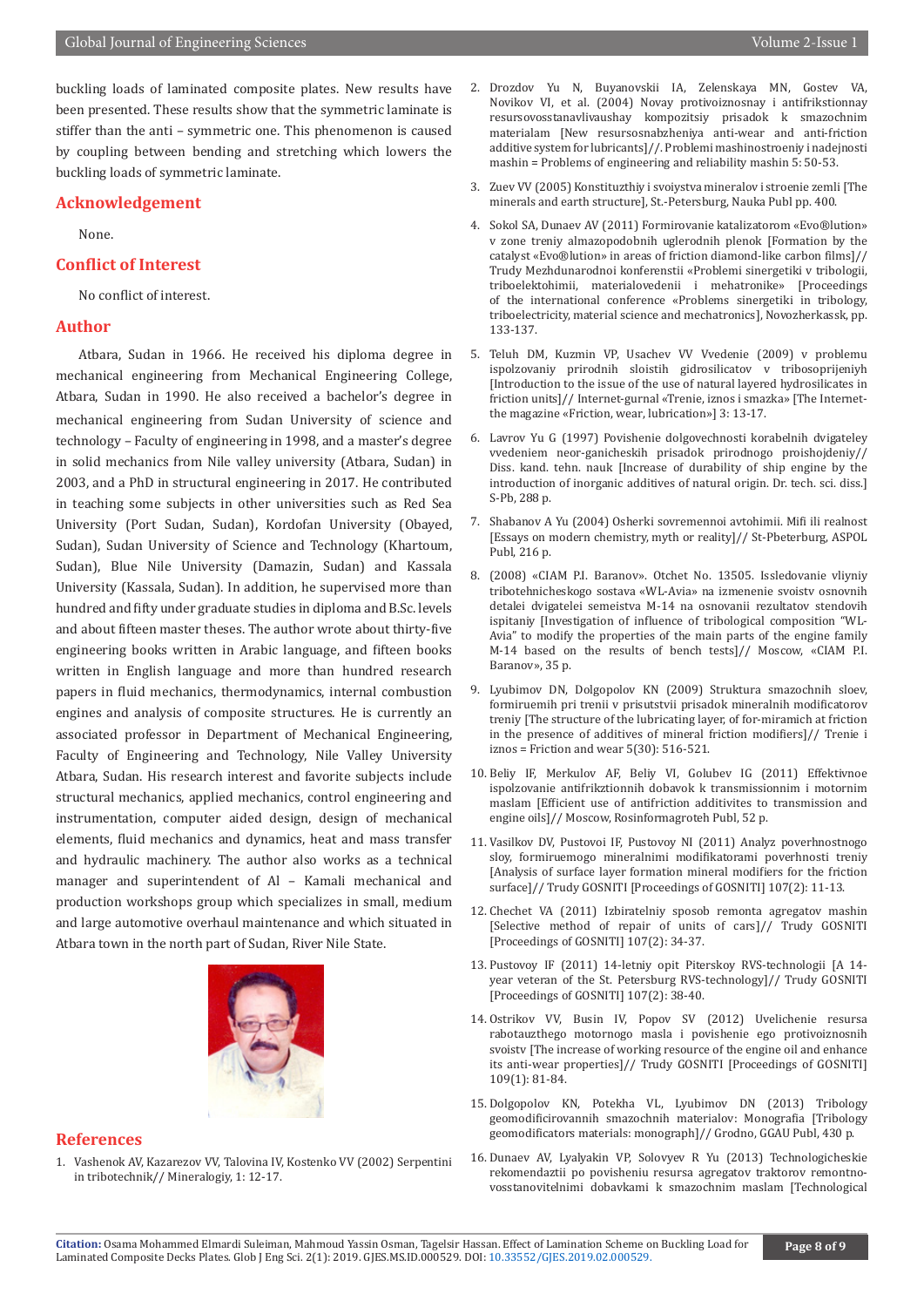buckling loads of laminated composite plates. New results have been presented. These results show that the symmetric laminate is stiffer than the anti – symmetric one. This phenomenon is caused by coupling between bending and stretching which lowers the buckling loads of symmetric laminate.

## Acknowledgement

None.

## Conflict of Interest

No conflict of interest.

## Author

Atbara, Sudan in 1966. He received his diploma degree in mechanical engineering from Mechanical Engineering College, Atbara, Sudan in 1990. He also received a bachelor's degree in mechanical engineering from Sudan University of science and technology – Faculty of engineering in 1998, and a master's degree in solid mechanics from Nile valley university (Atbara, Sudan) in 2003, and a PhD in structural engineering in 2017. He contributed in teaching some subjects in other universities such as Red Sea University (Port Sudan, Sudan), Kordofan University (Obayed, Sudan), Sudan University of Science and Technology (Khartoum, Sudan), Blue Nile University (Damazin, Sudan) and Kassala University (Kassala, Sudan). In addition, he supervised more than hundred and fifty under graduate studies in diploma and B.Sc. levels and about fifteen master theses. The author wrote about thirty-five engineering books written in Arabic language, and fifteen books written in English language and more than hundred research papers in fluid mechanics, thermodynamics, internal combustion engines and analysis of composite structures. He is currently an associated professor in Department of Mechanical Engineering, Faculty of Engineering and Technology, Nile Valley University Atbara, Sudan. His research interest and favorite subjects include structural mechanics, applied mechanics, control engineering and instrumentation, computer aided design, design of mechanical elements, fluid mechanics and dynamics, heat and mass transfer and hydraulic machinery. The author also works as a technical manager and superintendent of Al – Kamali mechanical and production workshops group which specializes in small, medium and large automotive overhaul maintenance and which situated in Atbara town in the north part of Sudan, River Nile State.

## References

1. Vashenok AV, Kazarezov VV, Talovina IV, Kostenko VV (2002) Serpentini in tribotechnik// Mineralogiy, 1: 12-17.
2. Drozdov Yu N, Buyanovskii IA, Zelenskaya MN, Gostev VA, Novikov VI, et al. (2004) Novay protivoiznosnay i antifrikstionnay resursovosstanavlivaushay kompozitsiy prisadok k smazochnim materialam [New resursosnabzheniya anti-wear and anti-friction additive system for lubricants]//. Problemi mashinostroeniy i nadejnosti mashin = Problems of engineering and reliability mashin 5: 50-53.
3. Zuev VV (2005) Konstituzthiy i svoiystva mineralov i stroenie zemli [The minerals and earth structure], St.-Petersburg, Nauka Publ pp. 400.
4. Sokol SA, Dunaev AV (2011) Formirovanie katalizatorom «Evo®lution» v zone treniy almazopodobnih uglerodnih plenok [Formation by the catalyst «Evo®lution» in areas of friction diamond-like carbon films]// Trudy Mezhdunarodnoi konferenstii «Problemi sinergetiki v tribologii, triboelektohimii, materialovedenii i mehatronike» [Proceedings of the international conference «Problems sinergetiki in tribology, triboelectricity, material science and mechatronics], Novozherkassk, pp. 133-137.
5. Teluh DM, Kuzmin VP, Usachev VV Vvedenie (2009) v problemu ispolzovaniy prirodnih sloistih gidrosilicatov v tribosoprijeniyh [Introduction to the issue of the use of natural layered hydrosilicates in friction units]// Internet-gurnal «Trenie, iznos i smazka» [The Internet-the magazine «Friction, wear, lubrication»] 3: 13-17.
6. Lavrov Yu G (1997) Povishenie dolgovechnosti korabelnih dvigateley vvedeniem neor-ganicheskih prisadok prirodnogo proishojdeniy// Diss. kand. tehn. nauk [Increase of durability of ship engine by the introduction of inorganic additives of natural origin. Dr. tech. sci. diss.] S-Pb, 288 p.
7. Shabanov A Yu (2004) Osherki sovremennoi avtohimii. Mifi ili realnost [Essays on modern chemistry, myth or reality]// St-Pbeterburg, ASPOL Publ, 216 p.
8. (2008) «CIAM P.I. Baranov». Otchet No. 13505. Issledovanie vliyniy tribotehnicheskogo sostava «WL-Avia» na izmenenie svoistv osnovnih detalei dvigatelei semeistva M-14 na osnovanii rezultatov stendovih ispitaniy [Investigation of influence of tribological composition "WL-Avia" to modify the properties of the main parts of the engine family M-14 based on the results of bench tests]// Moscow, «CIAM P.I. Baranov», 35 p.
9. Lyubimov DN, Dolgopolov KN (2009) Struktura smazochnih sloev, formiruemih pri trenii v prisutstvii prisadok mineralnih modificatorov treniy [The structure of the lubricating layer, of for-miramich at friction in the presence of additives of mineral friction modifiers]// Trenie i iznos = Friction and wear 5(30): 516-521.
10. Beliy IF, Merkulov AF, Beliy VI, Golubev IG (2011) Effektivnoe ispolzovanie antifrikztionnih dobavok k transmissionnim i motornim maslam [Efficient use of antifriction additivites to transmission and engine oils]// Moscow, Rosinformagroteh Publ, 52 p.
11. Vasilkov DV, Pustovoi IF, Pustovoy NI (2011) Analyz poverhnostnogo sloy, formiruemogo mineralnimi modifikatorami poverhnosti treniy [Analysis of surface layer formation mineral modifiers for the friction surface]// Trudy GOSNITI [Proceedings of GOSNITI] 107(2): 11-13.
12. Chechet VA (2011) Izbiratelniy sposob remonta agregatov mashin [Selective method of repair of units of cars]// Trudy GOSNITI [Proceedings of GOSNITI] 107(2): 34-37.
13. Pustovoy IF (2011) 14-letniy opit Piterskoy RVS-tehnologii [A 14-year veteran of the St. Petersburg RVS-technology]// Trudy GOSNITI [Proceedings of GOSNITI] 107(2): 38-40.
14. Ostrikov VV, Busin IV, Popov SV (2012) Uvelichenie resursa rabotauzthego motornogo masla i povishenie ego protivoiznosnih svoistv [The increase of working resource of the engine oil and enhance its anti-wear properties]// Trudy GOSNITI [Proceedings of GOSNITI] 109(1): 81-84.
15. Dolgopolov KN, Potekha VL, Lyubimov DN (2013) Tribology geomodificirovannih smazochnih materialov: Monografia [Tribology geomodificators materials: monograph]// Grodno, GGAU Publ, 430 p.
16. Dunaev AV, Lyalyakin VP, Solovyev R Yu (2013) Technologicheskie rekomendaztii po povisheniu resursa agregatov tkatorov remontno-vosstanovitelnimi dobavkami k smazochnim maslam [Technological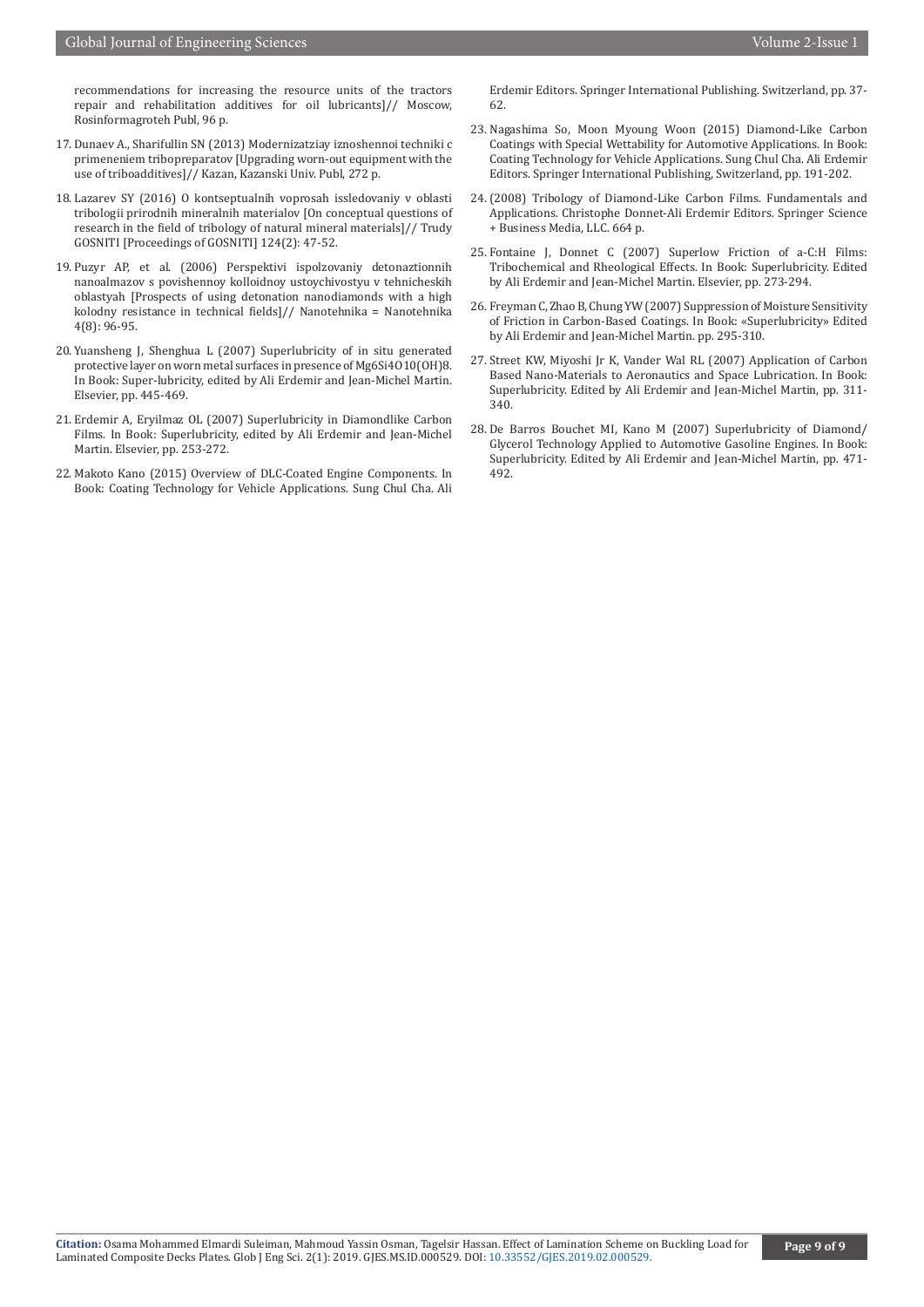recommendations for increasing the resource units of the tractors repair and rehabilitation additives for oil lubricants]// Moscow, Rosinformagroteh Publ, 96 p.

17. Dunaev A., Sharifullin SN (2013) Modernizatziay iznoshennoi techniki c primeneniem tribopreparatov [Upgrading worn-out equipment with the use of triboadditives]// Kazan, Kazanski Univ. Publ, 272 p.

18. Lazarev SY (2016) O kontseptualnih voprosah issledovaniy v oblasti tribologii prirodnih mineralnih materialov [On conceptual questions of research in the field of tribology of natural mineral materials]// Trudy GOSNITI [Proceedings of GOSNITI] 124(2): 47-52.

19. Puzyr AP, et al. (2006) Perspektivi ispolzovaniy detonaztionnih nanoalmazov s povishennoy kolloidnoy ustoychivostyu v tehnicheskih oblastyah [Prospects of using detonation nanodiamonds with a high kolodny resistance in technical fields]// Nanotehnika = Nanotehnika 4(8): 96-95.

20. Yuansheng J, Shenghua L (2007) Superlubricity of in situ generated protective layer on worn metal surfaces in presence of $Mg_6Si_4O_{10}(OH)_8$. In Book: Super-lubricity, edited by Ali Erdemir and Jean-Michel Martin. Elsevier, pp. 445-469.

21. Erdemir A, Eryilmaz OL (2007) Superlubricity in Diamondlike Carbon Films. In Book: Superlubricity, edited by Ali Erdemir and Jean-Michel Martin. Elsevier, pp. 253-272.

22. Makoto Kano (2015) Overview of DLC-Coated Engine Components. In Book: Coating Technology for Vehicle Applications. Sung Chul Cha. Ali Erdemir Editors. Springer International Publishing. Switzerland, pp. 37-62.

23. Nagashima So, Moon Myoung Woon (2015) Diamond-Like Carbon Coatings with Special Wettability for Automotive Applications. In Book: Coating Technology for Vehicle Applications. Sung Chul Cha. Ali Erdemir Editors. Springer International Publishing, Switzerland, pp. 191-202.

24. (2008) Tribology of Diamond-Like Carbon Films. Fundamentals and Applications. Christophe Donnet-Ali Erdemir Editors. Springer Science + Business Media, LLC. 664 p.

25. Fontaine J, Donnet C (2007) Superlow Friction of a-C:H Films: Tribochemical and Rheological Effects. In Book: Superlubricity. Edited by Ali Erdemir and Jean-Michel Martin. Elsevier, pp. 273-294.

26. Freyman C, Zhao B, Chung YW (2007) Suppression of Moisture Sensitivity of Friction in Carbon-Based Coatings. In Book: «Superlubricity» Edited by Ali Erdemir and Jean-Michel Martin. pp. 295-310.

27. Street KW, Miyoshi Jr K, Vander Wal RL (2007) Application of Carbon Based Nano-Materials to Aeronautics and Space Lubrication. In Book: Superlubricity. Edited by Ali Erdemir and Jean-Michel Martin, pp. 311-340.

28. De Barros Bouchet MI, Kano M (2007) Superlubricity of Diamond/ Glycerol Technology Applied to Automotive Gasoline Engines. In Book: Superlubricity. Edited by Ali Erdemir and Jean-Michel Martin, pp. 471-492.